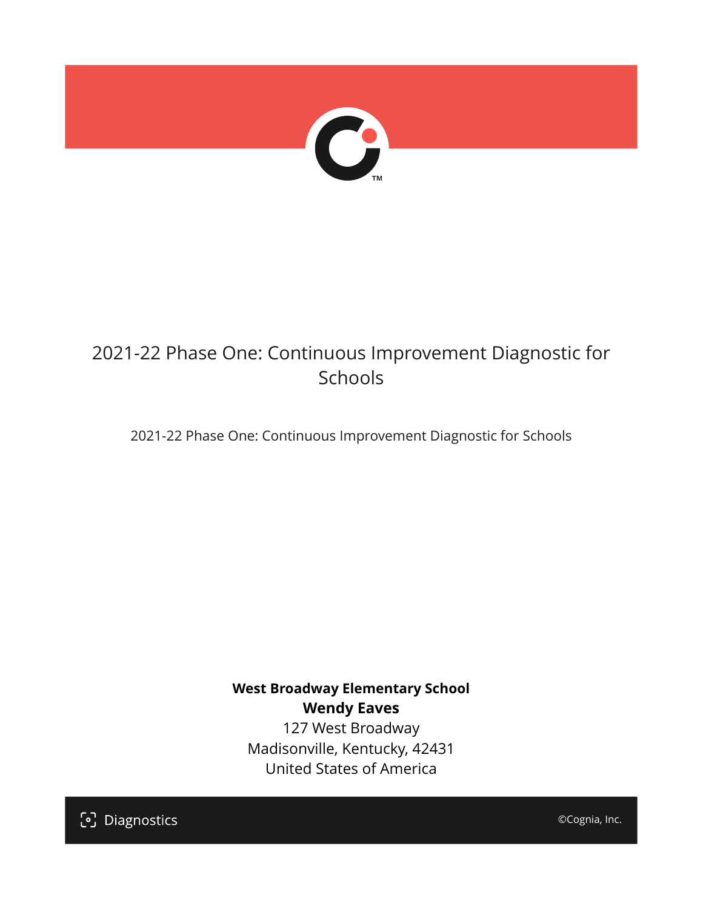# 2021-22 Phase One: Continuous Improvement Diagnostic for Schools

2021-22 Phase One: Continuous Improvement Diagnostic for Schools

**West Broadway Elementary School**
**Wendy Eaves**
127 West Broadway
Madisonville, Kentucky, 42431
United States of America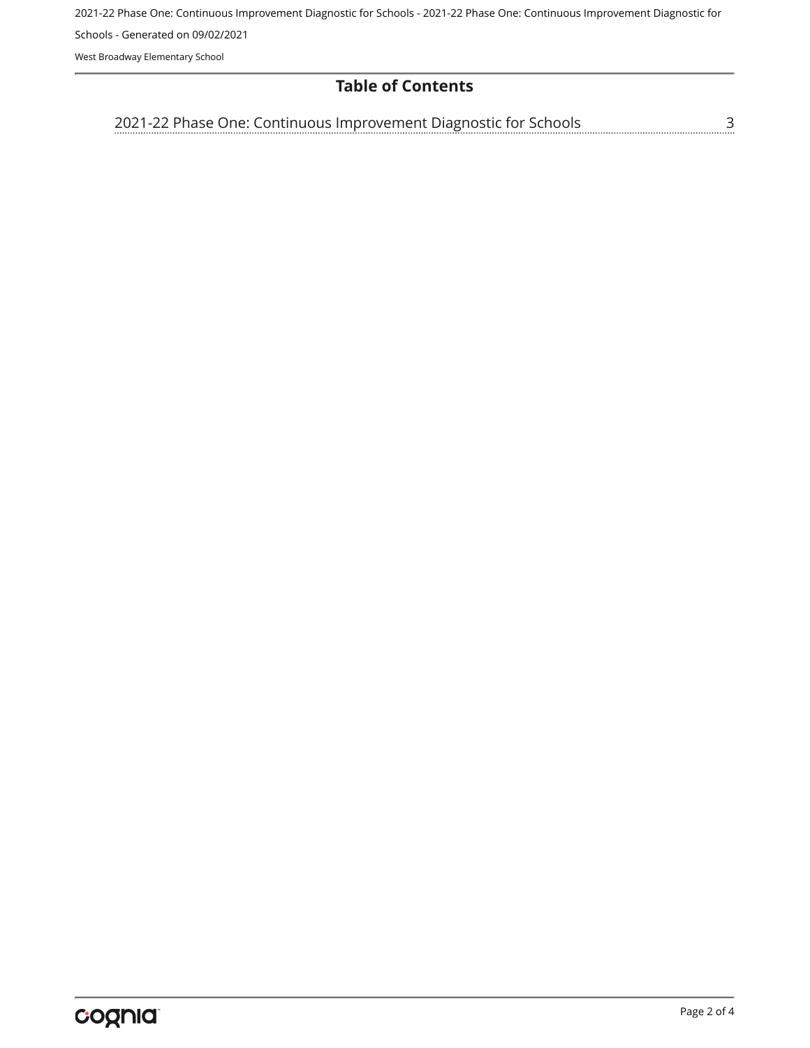## Table of Contents

2021-22 Phase One: Continuous Improvement Diagnostic for Schools ........ 3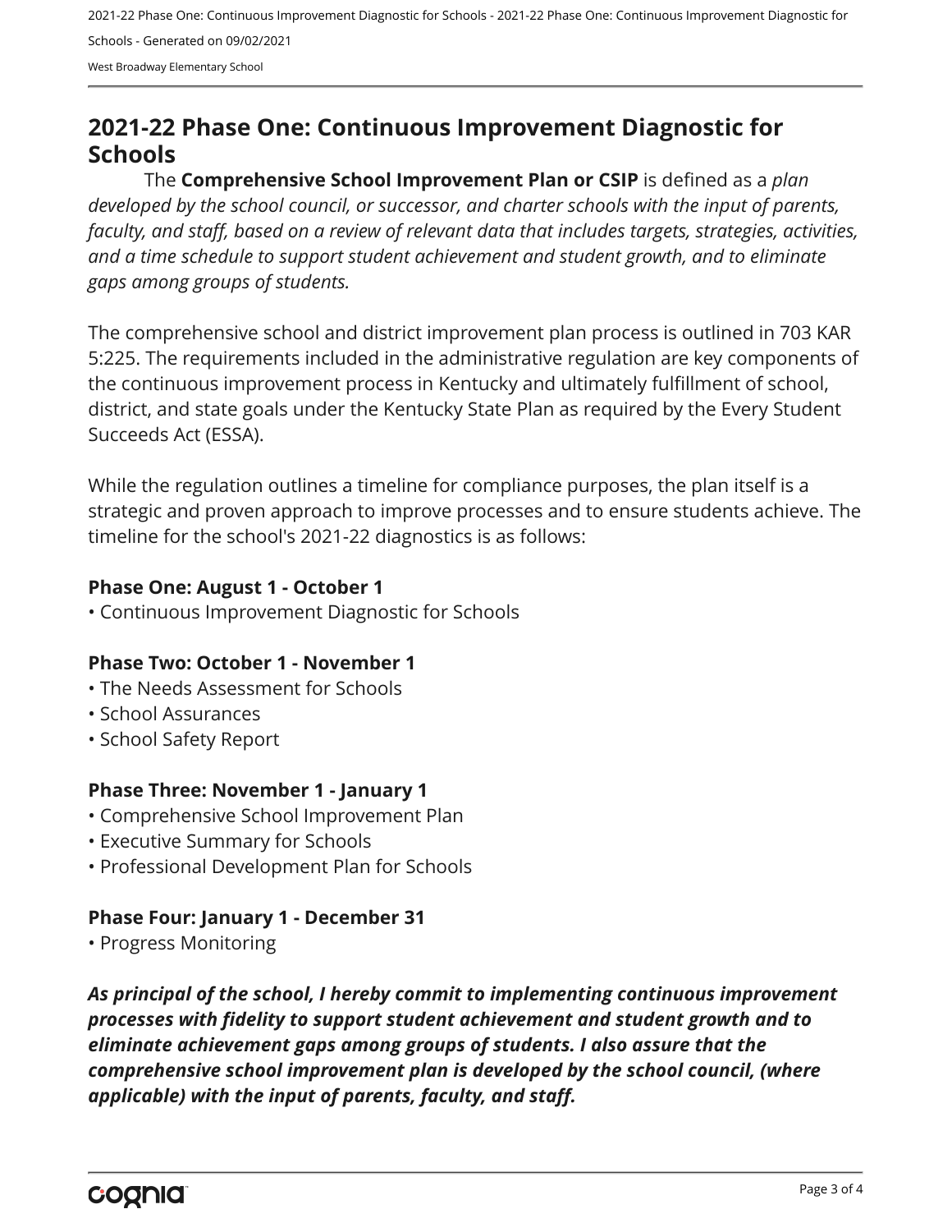## 2021-22 Phase One: Continuous Improvement Diagnostic for Schools

The **Comprehensive School Improvement Plan or CSIP** is defined as a *plan developed by the school council, or successor, and charter schools with the input of parents, faculty, and staff, based on a review of relevant data that includes targets, strategies, activities, and a time schedule to support student achievement and student growth, and to eliminate gaps among groups of students.*

The comprehensive school and district improvement plan process is outlined in 703 KAR 5:225. The requirements included in the administrative regulation are key components of the continuous improvement process in Kentucky and ultimately fulfillment of school, district, and state goals under the Kentucky State Plan as required by the Every Student Succeeds Act (ESSA).

While the regulation outlines a timeline for compliance purposes, the plan itself is a strategic and proven approach to improve processes and to ensure students achieve. The timeline for the school's 2021-22 diagnostics is as follows:

**Phase One: August 1 - October 1**

- Continuous Improvement Diagnostic for Schools

**Phase Two: October 1 - November 1**

- The Needs Assessment for Schools
- School Assurances
- School Safety Report

**Phase Three: November 1 - January 1**

- Comprehensive School Improvement Plan
- Executive Summary for Schools
- Professional Development Plan for Schools

**Phase Four: January 1 - December 31**

- Progress Monitoring

***As principal of the school, I hereby commit to implementing continuous improvement processes with fidelity to support student achievement and student growth and to eliminate achievement gaps among groups of students. I also assure that the comprehensive school improvement plan is developed by the school council, (where applicable) with the input of parents, faculty, and staff.***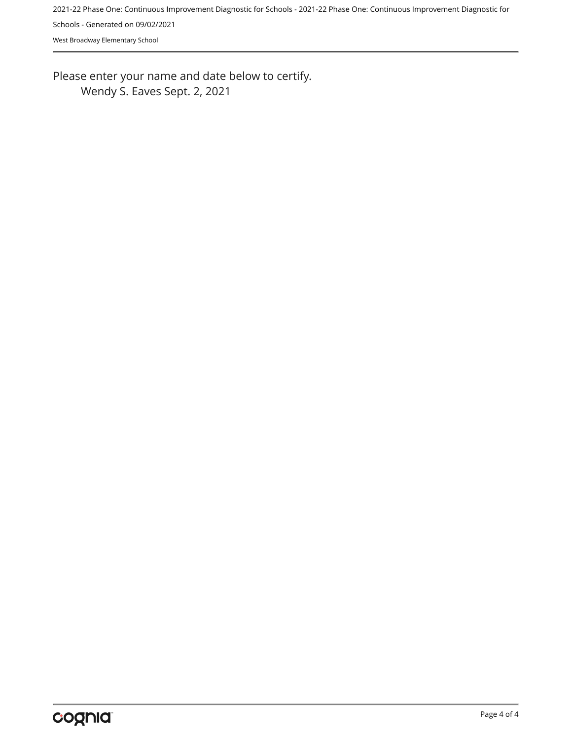Please enter your name and date below to certify.

Wendy S. Eaves Sept. 2, 2021